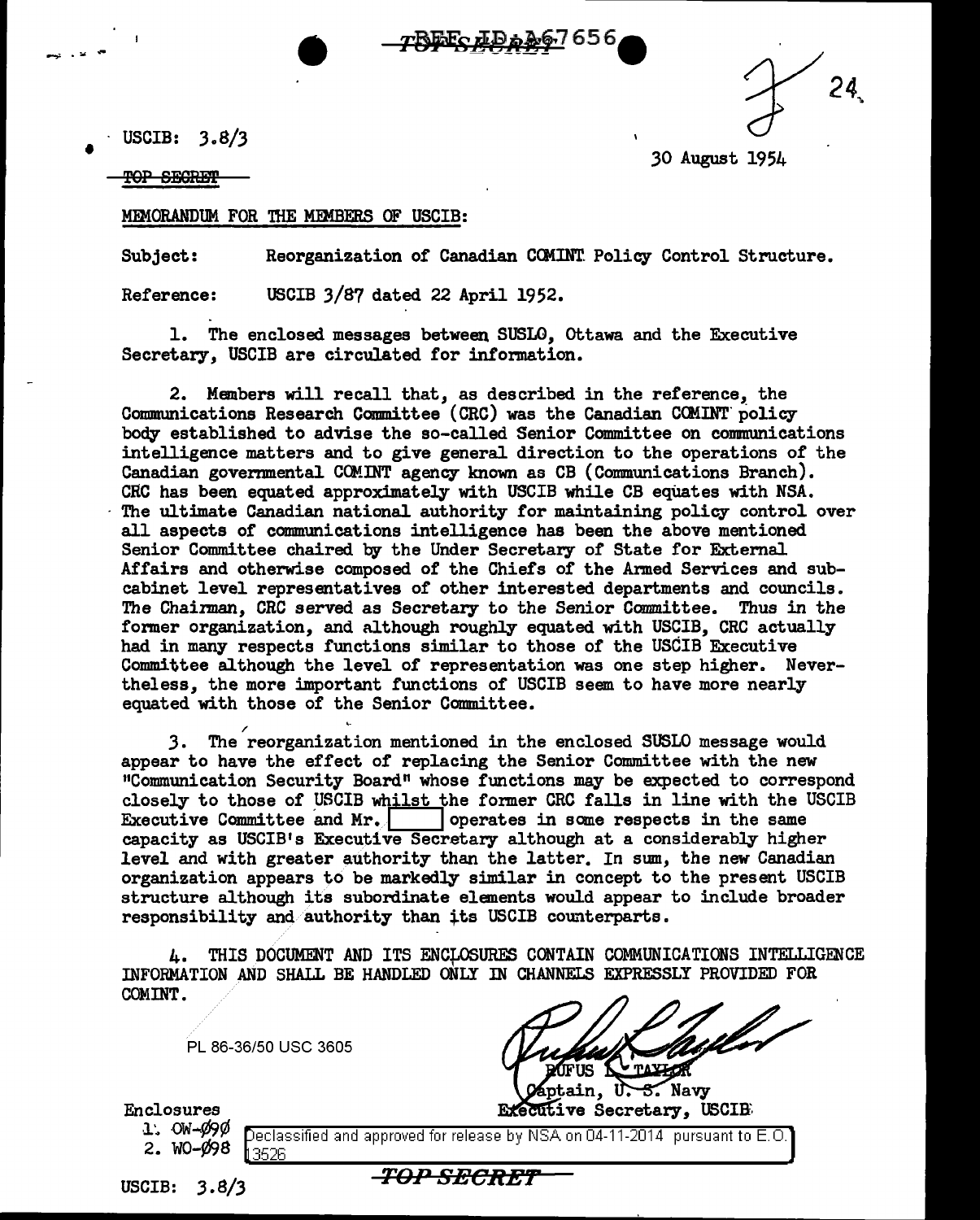REF ID:A67656

TOP SECRET

24

USCIB: 3.8/3

30 August 1954

TOP SECRET

MEMORANDUM FOR THE MEMBERS OF USCIB:

Subject: Reorganization of Canadian COMINT Policy Control Structure.

Reference: USCIB 3/87 dated 22 April 1952.

1. The enclosed messages between SUSLO, Ottawa and the Executive Secretary, USCIB are circulated for information.

2. Members will recall that, as described in the reference, the Communications Research Committee (CRC) was the Canadian COMINT policy body established to advise the so-called Senior Committee on communications intelligence matters and to give general direction to the operations of the Canadian governmental COMINT agency known as CB (Communications Branch). CRC has been equated approximately with USCIB while CB equates with NSA. The ultimate Canadian national authority for maintaining policy control over all aspects of communications intelligence has been the above mentioned Senior Committee chaired by the Under Secretary of State for External Affairs and otherwise composed of the Chiefs of the Armed Services and sub-cabinet level representatives of other interested departments and councils. The Chairman, CRC served as Secretary to the Senior Committee. Thus in the former organization, and although roughly equated with USCIB, CRC actually had in many respects functions similar to those of the USCIB Executive Committee although the level of representation was one step higher. Nevertheless, the more important functions of USCIB seem to have more nearly equated with those of the Senior Committee.

3. The reorganization mentioned in the enclosed SUSLO message would appear to have the effect of replacing the Senior Committee with the new "Communication Security Board" whose functions may be expected to correspond closely to those of USCIB whilst the former CRC falls in line with the USCIB Executive Committee and Mr. [          ] operates in some respects in the same capacity as USCIB's Executive Secretary although at a considerably higher level and with greater authority than the latter. In sum, the new Canadian organization appears to be markedly similar in concept to the present USCIB structure although its subordinate elements would appear to include broader responsibility and authority than its USCIB counterparts.

4. THIS DOCUMENT AND ITS ENCLOSURES CONTAIN COMMUNICATIONS INTELLIGENCE INFORMATION AND SHALL BE HANDLED ONLY IN CHANNELS EXPRESSLY PROVIDED FOR COMINT.

PL 86-36/50 USC 3605

RUFUS L. TAYLOR
Captain, U. S. Navy
Executive Secretary, USCIB

Enclosures
1. OW-090
2. WO-098

Declassified and approved for release by NSA on 04-11-2014 pursuant to E.O. 13526

USCIB: 3.8/3

TOP SECRET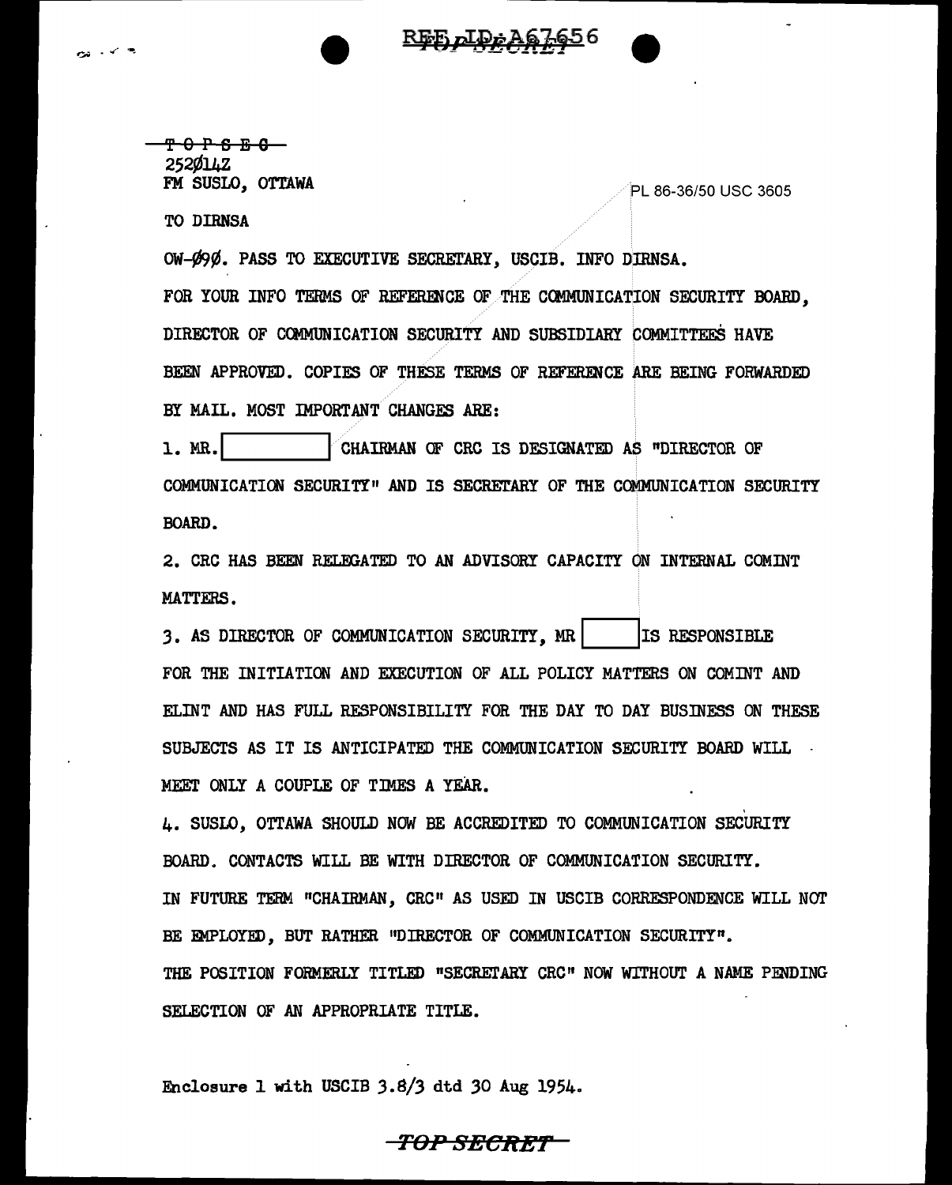~~T O P S E C~~
252014Z
FM SUSLO, OTTAWA

PL 86-36/50 USC 3605

TO DIRNSA

OW-090. PASS TO EXECUTIVE SECRETARY, USCIB. INFO DIRNSA.

FOR YOUR INFO TERMS OF REFERENCE OF THE COMMUNICATION SECURITY BOARD, DIRECTOR OF COMMUNICATION SECURITY AND SUBSIDIARY COMMITTEES HAVE BEEN APPROVED. COPIES OF THESE TERMS OF REFERENCE ARE BEING FORWARDED BY MAIL. MOST IMPORTANT CHANGES ARE:

1. MR. [REDACTED] CHAIRMAN OF CRC IS DESIGNATED AS "DIRECTOR OF COMMUNICATION SECURITY" AND IS SECRETARY OF THE COMMUNICATION SECURITY BOARD.

2. CRC HAS BEEN RELEGATED TO AN ADVISORY CAPACITY ON INTERNAL COMINT MATTERS.

3. AS DIRECTOR OF COMMUNICATION SECURITY, MR [REDACTED] IS RESPONSIBLE FOR THE INITIATION AND EXECUTION OF ALL POLICY MATTERS ON COMINT AND ELINT AND HAS FULL RESPONSIBILITY FOR THE DAY TO DAY BUSINESS ON THESE SUBJECTS AS IT IS ANTICIPATED THE COMMUNICATION SECURITY BOARD WILL MEET ONLY A COUPLE OF TIMES A YEAR.

4. SUSLO, OTTAWA SHOULD NOW BE ACCREDITED TO COMMUNICATION SECURITY BOARD. CONTACTS WILL BE WITH DIRECTOR OF COMMUNICATION SECURITY. IN FUTURE TERM "CHAIRMAN, CRC" AS USED IN USCIB CORRESPONDENCE WILL NOT BE EMPLOYED, BUT RATHER "DIRECTOR OF COMMUNICATION SECURITY". THE POSITION FORMERLY TITLED "SECRETARY CRC" NOW WITHOUT A NAME PENDING SELECTION OF AN APPROPRIATE TITLE.

Enclosure 1 with USCIB 3.8/3 dtd 30 Aug 1954.

TOP SECRET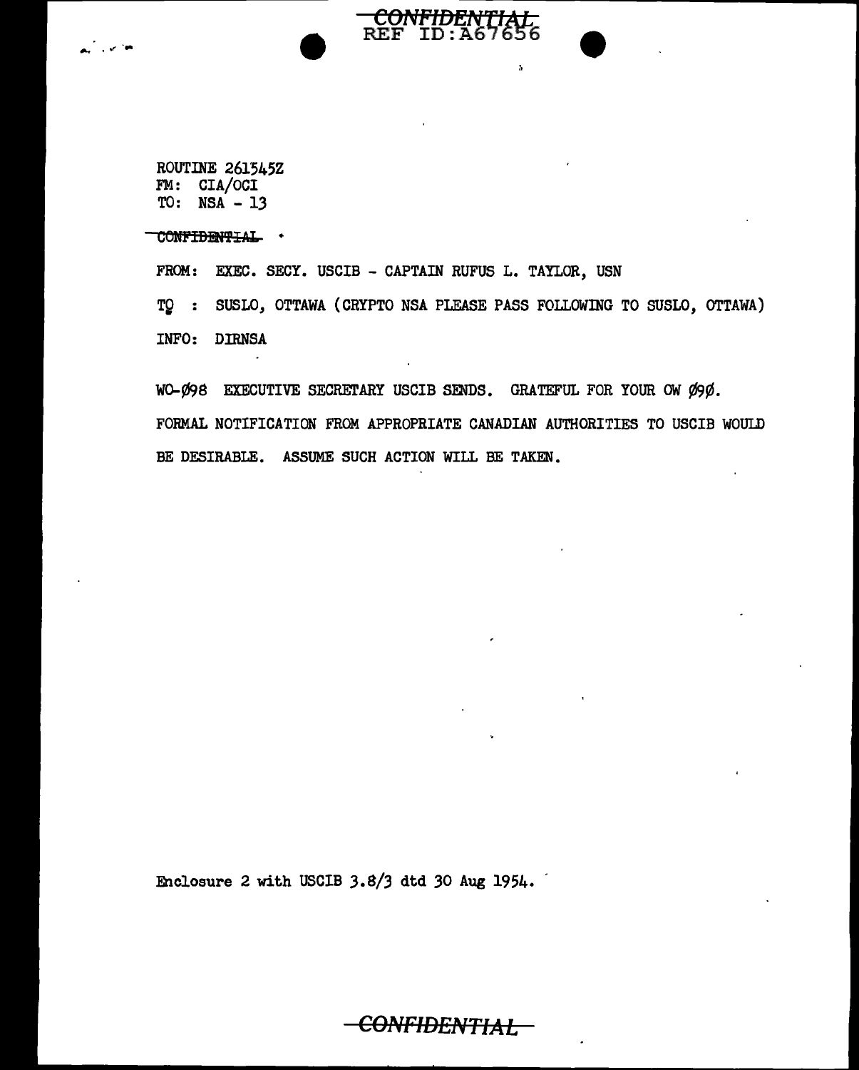CONFIDENTIAL
REF ID:A67656

ROUTINE 261545Z
FM: CIA/OCI
TO: NSA - 13

~~CONFIDENTIAL~~

FROM: EXEC. SECY. USCIB - CAPTAIN RUFUS L. TAYLOR, USN

TO : SUSLO, OTTAWA (CRYPTO NSA PLEASE PASS FOLLOWING TO SUSLO, OTTAWA)

INFO: DIRNSA

WO-Ø98 EXECUTIVE SECRETARY USCIB SENDS. GRATEFUL FOR YOUR OW Ø9Ø. FORMAL NOTIFICATION FROM APPROPRIATE CANADIAN AUTHORITIES TO USCIB WOULD BE DESIRABLE. ASSUME SUCH ACTION WILL BE TAKEN.

Enclosure 2 with USCIB 3.8/3 dtd 30 Aug 1954.

CONFIDENTIAL